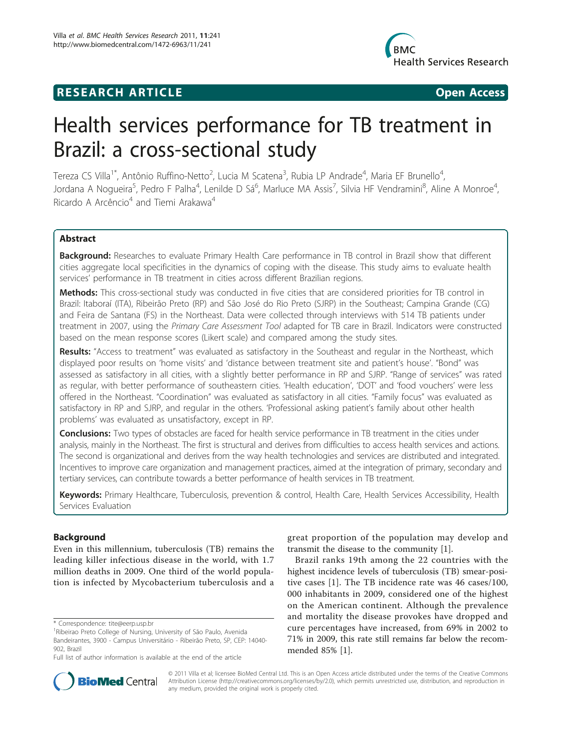**RESEARCH ARTICLE** **Open Access**

# Health services performance for TB treatment in Brazil: a cross-sectional study

Tereza CS Villa[1*], Antônio Ruffino-Netto[2], Lucia M Scatena[3], Rubia LP Andrade[4], Maria EF Brunello[4], Jordana A Nogueira[5], Pedro F Palha[4], Lenilde D Sá[6], Marluce MA Assis[7], Silvia HF Vendramini[8], Aline A Monroe[4], Ricardo A Arcêncio[4] and Tiemi Arakawa[4]

## Abstract

**Background:** Researches to evaluate Primary Health Care performance in TB control in Brazil show that different cities aggregate local specificities in the dynamics of coping with the disease. This study aims to evaluate health services' performance in TB treatment in cities across different Brazilian regions.

**Methods:** This cross-sectional study was conducted in five cities that are considered priorities for TB control in Brazil: Itaboraí (ITA), Ribeirão Preto (RP) and São José do Rio Preto (SJRP) in the Southeast; Campina Grande (CG) and Feira de Santana (FS) in the Northeast. Data were collected through interviews with 514 TB patients under treatment in 2007, using the *Primary Care Assessment Tool* adapted for TB care in Brazil. Indicators were constructed based on the mean response scores (Likert scale) and compared among the study sites.

**Results:** "Access to treatment" was evaluated as satisfactory in the Southeast and regular in the Northeast, which displayed poor results on 'home visits' and 'distance between treatment site and patient's house'. "Bond" was assessed as satisfactory in all cities, with a slightly better performance in RP and SJRP. "Range of services" was rated as regular, with better performance of southeastern cities. 'Health education', 'DOT' and 'food vouchers' were less offered in the Northeast. "Coordination" was evaluated as satisfactory in all cities. "Family focus" was evaluated as satisfactory in RP and SJRP, and regular in the others. 'Professional asking patient's family about other health problems' was evaluated as unsatisfactory, except in RP.

**Conclusions:** Two types of obstacles are faced for health service performance in TB treatment in the cities under analysis, mainly in the Northeast. The first is structural and derives from difficulties to access health services and actions. The second is organizational and derives from the way health technologies and services are distributed and integrated. Incentives to improve care organization and management practices, aimed at the integration of primary, secondary and tertiary services, can contribute towards a better performance of health services in TB treatment.

**Keywords:** Primary Healthcare, Tuberculosis, prevention & control, Health Care, Health Services Accessibility, Health Services Evaluation

## Background

Even in this millennium, tuberculosis (TB) remains the leading killer infectious disease in the world, with 1.7 million deaths in 2009. One third of the world population is infected by Mycobacterium tuberculosis and a great proportion of the population may develop and transmit the disease to the community [1].

Brazil ranks 19th among the 22 countries with the highest incidence levels of tuberculosis (TB) smear-positive cases [1]. The TB incidence rate was 46 cases/100, 000 inhabitants in 2009, considered one of the highest on the American continent. Although the prevalence and mortality the disease provokes have dropped and cure percentages have increased, from 69% in 2002 to 71% in 2009, this rate still remains far below the recommended 85% [1].

\* Correspondence: tite@eerp.usp.br
[1]Ribeirao Preto College of Nursing, University of São Paulo, Avenida Bandeirantes, 3900 - Campus Universitário - Ribeirão Preto, SP, CEP: 14040-902, Brazil
Full list of author information is available at the end of the article

© 2011 Villa et al; licensee BioMed Central Ltd. This is an Open Access article distributed under the terms of the Creative Commons Attribution License (http://creativecommons.org/licenses/by/2.0), which permits unrestricted use, distribution, and reproduction in any medium, provided the original work is properly cited.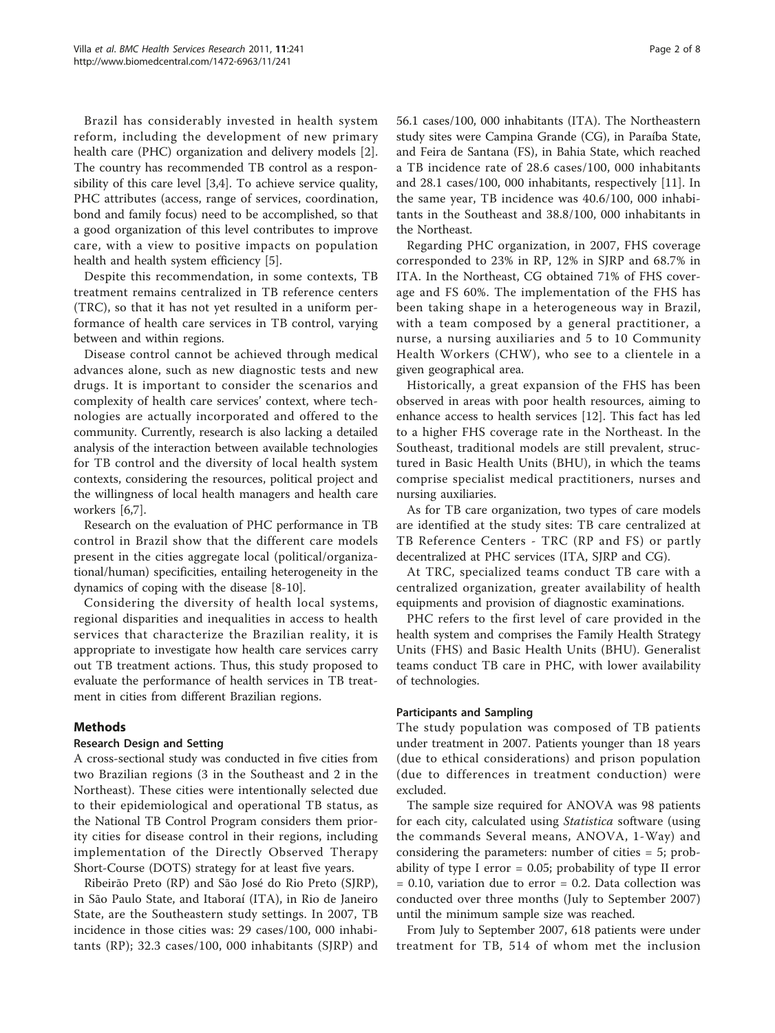Brazil has considerably invested in health system reform, including the development of new primary health care (PHC) organization and delivery models [2]. The country has recommended TB control as a responsibility of this care level [3,4]. To achieve service quality, PHC attributes (access, range of services, coordination, bond and family focus) need to be accomplished, so that a good organization of this level contributes to improve care, with a view to positive impacts on population health and health system efficiency [5].

Despite this recommendation, in some contexts, TB treatment remains centralized in TB reference centers (TRC), so that it has not yet resulted in a uniform performance of health care services in TB control, varying between and within regions.

Disease control cannot be achieved through medical advances alone, such as new diagnostic tests and new drugs. It is important to consider the scenarios and complexity of health care services' context, where technologies are actually incorporated and offered to the community. Currently, research is also lacking a detailed analysis of the interaction between available technologies for TB control and the diversity of local health system contexts, considering the resources, political project and the willingness of local health managers and health care workers [6,7].

Research on the evaluation of PHC performance in TB control in Brazil show that the different care models present in the cities aggregate local (political/organizational/human) specificities, entailing heterogeneity in the dynamics of coping with the disease [8-10].

Considering the diversity of health local systems, regional disparities and inequalities in access to health services that characterize the Brazilian reality, it is appropriate to investigate how health care services carry out TB treatment actions. Thus, this study proposed to evaluate the performance of health services in TB treatment in cities from different Brazilian regions.

## Methods

### Research Design and Setting

A cross-sectional study was conducted in five cities from two Brazilian regions (3 in the Southeast and 2 in the Northeast). These cities were intentionally selected due to their epidemiological and operational TB status, as the National TB Control Program considers them priority cities for disease control in their regions, including implementation of the Directly Observed Therapy Short-Course (DOTS) strategy for at least five years.

Ribeirão Preto (RP) and São José do Rio Preto (SJRP), in São Paulo State, and Itaboraí (ITA), in Rio de Janeiro State, are the Southeastern study settings. In 2007, TB incidence in those cities was: 29 cases/100, 000 inhabitants (RP); 32.3 cases/100, 000 inhabitants (SJRP) and 56.1 cases/100, 000 inhabitants (ITA). The Northeastern study sites were Campina Grande (CG), in Paraíba State, and Feira de Santana (FS), in Bahia State, which reached a TB incidence rate of 28.6 cases/100, 000 inhabitants and 28.1 cases/100, 000 inhabitants, respectively [11]. In the same year, TB incidence was 40.6/100, 000 inhabitants in the Southeast and 38.8/100, 000 inhabitants in the Northeast.

Regarding PHC organization, in 2007, FHS coverage corresponded to 23% in RP, 12% in SJRP and 68.7% in ITA. In the Northeast, CG obtained 71% of FHS coverage and FS 60%. The implementation of the FHS has been taking shape in a heterogeneous way in Brazil, with a team composed by a general practitioner, a nurse, a nursing auxiliaries and 5 to 10 Community Health Workers (CHW), who see to a clientele in a given geographical area.

Historically, a great expansion of the FHS has been observed in areas with poor health resources, aiming to enhance access to health services [12]. This fact has led to a higher FHS coverage rate in the Northeast. In the Southeast, traditional models are still prevalent, structured in Basic Health Units (BHU), in which the teams comprise specialist medical practitioners, nurses and nursing auxiliaries.

As for TB care organization, two types of care models are identified at the study sites: TB care centralized at TB Reference Centers - TRC (RP and FS) or partly decentralized at PHC services (ITA, SJRP and CG).

At TRC, specialized teams conduct TB care with a centralized organization, greater availability of health equipments and provision of diagnostic examinations.

PHC refers to the first level of care provided in the health system and comprises the Family Health Strategy Units (FHS) and Basic Health Units (BHU). Generalist teams conduct TB care in PHC, with lower availability of technologies.

### Participants and Sampling

The study population was composed of TB patients under treatment in 2007. Patients younger than 18 years (due to ethical considerations) and prison population (due to differences in treatment conduction) were excluded.

The sample size required for ANOVA was 98 patients for each city, calculated using *Statistica* software (using the commands Several means, ANOVA, 1-Way) and considering the parameters: number of cities = 5; probability of type I error = 0.05; probability of type II error = 0.10, variation due to error = 0.2. Data collection was conducted over three months (July to September 2007) until the minimum sample size was reached.

From July to September 2007, 618 patients were under treatment for TB, 514 of whom met the inclusion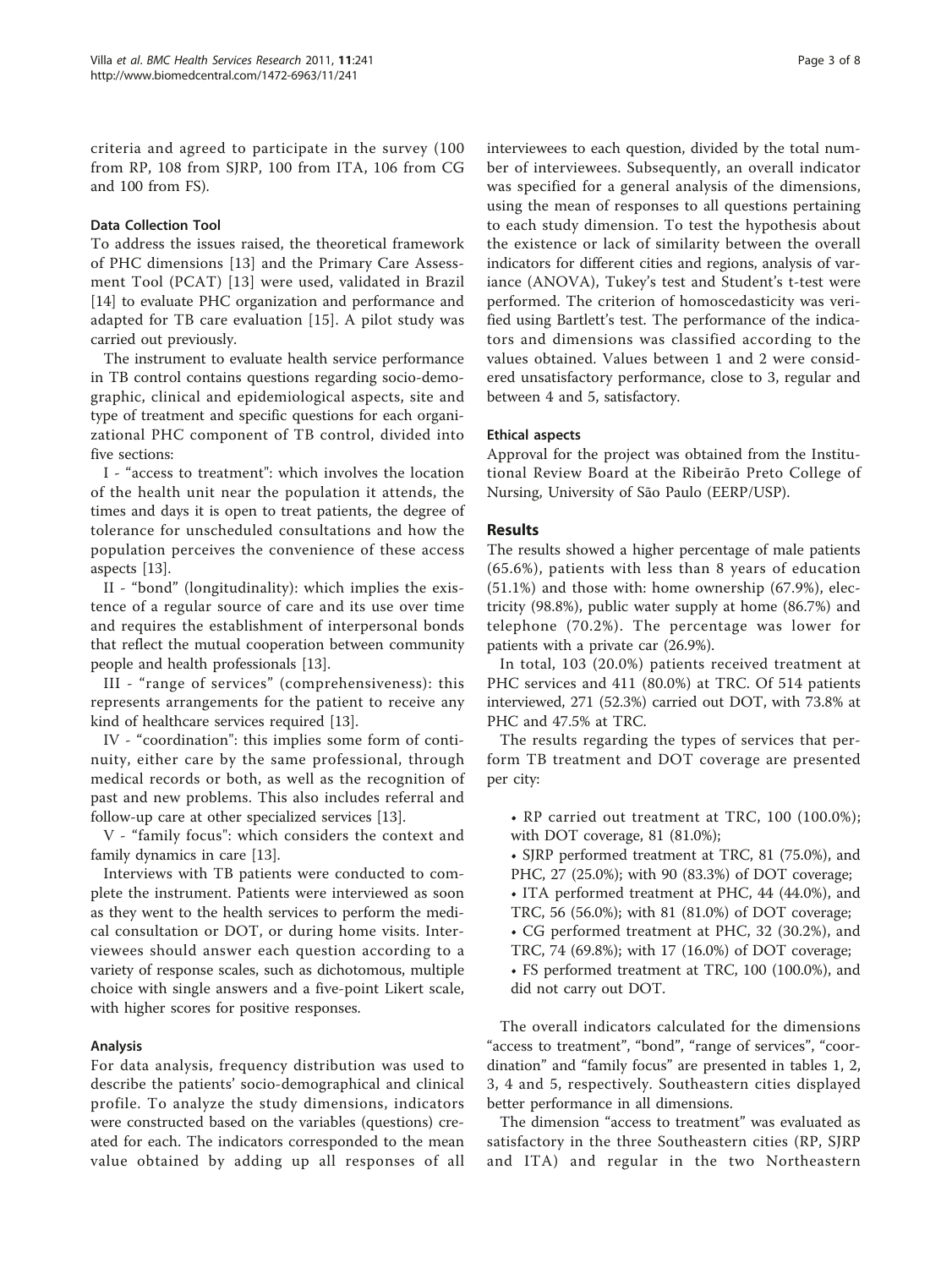criteria and agreed to participate in the survey (100 from RP, 108 from SJRP, 100 from ITA, 106 from CG and 100 from FS).

### Data Collection Tool

To address the issues raised, the theoretical framework of PHC dimensions [13] and the Primary Care Assessment Tool (PCAT) [13] were used, validated in Brazil [14] to evaluate PHC organization and performance and adapted for TB care evaluation [15]. A pilot study was carried out previously.

The instrument to evaluate health service performance in TB control contains questions regarding socio-demographic, clinical and epidemiological aspects, site and type of treatment and specific questions for each organizational PHC component of TB control, divided into five sections:

I - "access to treatment": which involves the location of the health unit near the population it attends, the times and days it is open to treat patients, the degree of tolerance for unscheduled consultations and how the population perceives the convenience of these access aspects [13].

II - "bond" (longitudinality): which implies the existence of a regular source of care and its use over time and requires the establishment of interpersonal bonds that reflect the mutual cooperation between community people and health professionals [13].

III - "range of services" (comprehensiveness): this represents arrangements for the patient to receive any kind of healthcare services required [13].

IV - "coordination": this implies some form of continuity, either care by the same professional, through medical records or both, as well as the recognition of past and new problems. This also includes referral and follow-up care at other specialized services [13].

V - "family focus": which considers the context and family dynamics in care [13].

Interviews with TB patients were conducted to complete the instrument. Patients were interviewed as soon as they went to the health services to perform the medical consultation or DOT, or during home visits. Interviewees should answer each question according to a variety of response scales, such as dichotomous, multiple choice with single answers and a five-point Likert scale, with higher scores for positive responses.

### Analysis

For data analysis, frequency distribution was used to describe the patients' socio-demographical and clinical profile. To analyze the study dimensions, indicators were constructed based on the variables (questions) created for each. The indicators corresponded to the mean value obtained by adding up all responses of all interviewees to each question, divided by the total number of interviewees. Subsequently, an overall indicator was specified for a general analysis of the dimensions, using the mean of responses to all questions pertaining to each study dimension. To test the hypothesis about the existence or lack of similarity between the overall indicators for different cities and regions, analysis of variance (ANOVA), Tukey's test and Student's t-test were performed. The criterion of homoscedasticity was verified using Bartlett's test. The performance of the indicators and dimensions was classified according to the values obtained. Values between 1 and 2 were considered unsatisfactory performance, close to 3, regular and between 4 and 5, satisfactory.

### Ethical aspects

Approval for the project was obtained from the Institutional Review Board at the Ribeirão Preto College of Nursing, University of São Paulo (EERP/USP).

## Results

The results showed a higher percentage of male patients (65.6%), patients with less than 8 years of education (51.1%) and those with: home ownership (67.9%), electricity (98.8%), public water supply at home (86.7%) and telephone (70.2%). The percentage was lower for patients with a private car (26.9%).

In total, 103 (20.0%) patients received treatment at PHC services and 411 (80.0%) at TRC. Of 514 patients interviewed, 271 (52.3%) carried out DOT, with 73.8% at PHC and 47.5% at TRC.

The results regarding the types of services that perform TB treatment and DOT coverage are presented per city:

- RP carried out treatment at TRC, 100 (100.0%); with DOT coverage, 81 (81.0%);
- SJRP performed treatment at TRC, 81 (75.0%), and PHC, 27 (25.0%); with 90 (83.3%) of DOT coverage;
- ITA performed treatment at PHC, 44 (44.0%), and TRC, 56 (56.0%); with 81 (81.0%) of DOT coverage;
- CG performed treatment at PHC, 32 (30.2%), and TRC, 74 (69.8%); with 17 (16.0%) of DOT coverage;
- FS performed treatment at TRC, 100 (100.0%), and did not carry out DOT.

The overall indicators calculated for the dimensions "access to treatment", "bond", "range of services", "coordination" and "family focus" are presented in tables 1, 2, 3, 4 and 5, respectively. Southeastern cities displayed better performance in all dimensions.

The dimension "access to treatment" was evaluated as satisfactory in the three Southeastern cities (RP, SJRP and ITA) and regular in the two Northeastern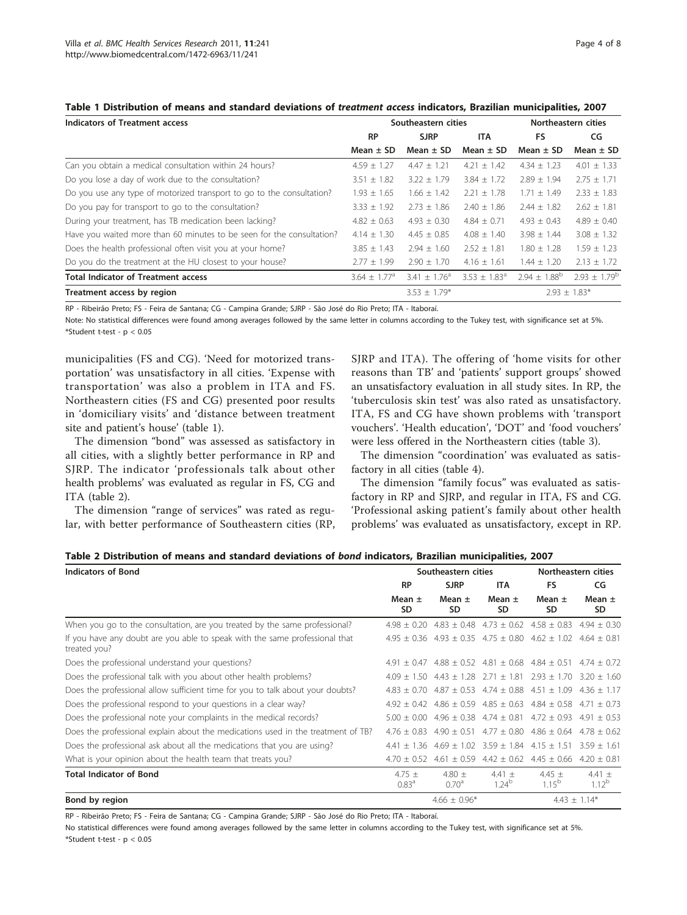**Table 1 Distribution of means and standard deviations of *treatment access* indicators, Brazilian municipalities, 2007**

| Indicators of Treatment access | Southeastern cities | | | Northeastern cities | |
|---|---|---|---|---|---|
| | RP | SJRP | ITA | FS | CG |
| | Mean ± SD | Mean ± SD | Mean ± SD | Mean ± SD | Mean ± SD |
| Can you obtain a medical consultation within 24 hours? | 4.59 ± 1.27 | 4.47 ± 1.21 | 4.21 ± 1.42 | 4.34 ± 1.23 | 4.01 ± 1.33 |
| Do you lose a day of work due to the consultation? | 3.51 ± 1.82 | 3.22 ± 1.79 | 3.84 ± 1.72 | 2.89 ± 1.94 | 2.75 ± 1.71 |
| Do you use any type of motorized transport to go to the consultation? | 1.93 ± 1.65 | 1.66 ± 1.42 | 2.21 ± 1.78 | 1.71 ± 1.49 | 2.33 ± 1.83 |
| Do you pay for transport to go to the consultation? | 3.33 ± 1.92 | 2.73 ± 1.86 | 2.40 ± 1.86 | 2.44 ± 1.82 | 2.62 ± 1.81 |
| During your treatment, has TB medication been lacking? | 4.82 ± 0.63 | 4.93 ± 0.30 | 4.84 ± 0.71 | 4.93 ± 0.43 | 4.89 ± 0.40 |
| Have you waited more than 60 minutes to be seen for the consultation? | 4.14 ± 1.30 | 4.45 ± 0.85 | 4.08 ± 1.40 | 3.98 ± 1.44 | 3.08 ± 1.32 |
| Does the health professional often visit you at your home? | 3.85 ± 1.43 | 2.94 ± 1.60 | 2.52 ± 1.81 | 1.80 ± 1.28 | 1.59 ± 1.23 |
| Do you do the treatment at the HU closest to your house? | 2.77 ± 1.99 | 2.90 ± 1.70 | 4.16 ± 1.61 | 1.44 ± 1.20 | 2.13 ± 1.72 |
| **Total Indicator of Treatment access** | 3.64 ± 1.77[a] | 3.41 ± 1.76[a] | 3.53 ± 1.83[a] | 2.94 ± 1.88[b] | 2.93 ± 1.79[b] |
| **Treatment access by region** | | 3.53 ± 1.79* | | 2.93 ± 1.83* | |

RP - Ribeirão Preto; FS - Feira de Santana; CG - Campina Grande; SJRP - São José do Rio Preto; ITA - Itaboraí.

Note: No statistical differences were found among averages followed by the same letter in columns according to the Tukey test, with significance set at 5%.

*Student t-test - $p < 0.05$

municipalities (FS and CG). 'Need for motorized transportation' was unsatisfactory in all cities. 'Expense with transportation' was also a problem in ITA and FS. Northeastern cities (FS and CG) presented poor results in 'domiciliary visits' and 'distance between treatment site and patient's house' (table 1).

The dimension "bond" was assessed as satisfactory in all cities, with a slightly better performance in RP and SJRP. The indicator 'professionals talk about other health problems' was evaluated as regular in FS, CG and ITA (table 2).

The dimension "range of services" was rated as regular, with better performance of Southeastern cities (RP, SJRP and ITA). The offering of 'home visits for other reasons than TB' and 'patients' support groups' showed an unsatisfactory evaluation in all study sites. In RP, the 'tuberculosis skin test' was also rated as unsatisfactory. ITA, FS and CG have shown problems with 'transport vouchers'. 'Health education', 'DOT' and 'food vouchers' were less offered in the Northeastern cities (table 3).

The dimension "coordination' was evaluated as satisfactory in all cities (table 4).

The dimension "family focus" was evaluated as satisfactory in RP and SJRP, and regular in ITA, FS and CG. 'Professional asking patient's family about other health problems' was evaluated as unsatisfactory, except in RP.

**Table 2 Distribution of means and standard deviations of *bond* indicators, Brazilian municipalities, 2007**

| Indicators of Bond | Southeastern cities | | | Northeastern cities | |
|---|---|---|---|---|---|
| | RP | SJRP | ITA | FS | CG |
| | Mean ± SD | Mean ± SD | Mean ± SD | Mean ± SD | Mean ± SD |
| When you go to the consultation, are you treated by the same professional? | 4.98 ± 0.20 | 4.83 ± 0.48 | 4.73 ± 0.62 | 4.58 ± 0.83 | 4.94 ± 0.30 |
| If you have any doubt are you able to speak with the same professional that treated you? | 4.95 ± 0.36 | 4.93 ± 0.35 | 4.75 ± 0.80 | 4.62 ± 1.02 | 4.64 ± 0.81 |
| Does the professional understand your questions? | 4.91 ± 0.47 | 4.88 ± 0.52 | 4.81 ± 0.68 | 4.84 ± 0.51 | 4.74 ± 0.72 |
| Does the professional talk with you about other health problems? | 4.09 ± 1.50 | 4.43 ± 1.28 | 2.71 ± 1.81 | 2.93 ± 1.70 | 3.20 ± 1.60 |
| Does the professional allow sufficient time for you to talk about your doubts? | 4.83 ± 0.70 | 4.87 ± 0.53 | 4.74 ± 0.88 | 4.51 ± 1.09 | 4.36 ± 1.17 |
| Does the professional respond to your questions in a clear way? | 4.92 ± 0.42 | 4.86 ± 0.59 | 4.85 ± 0.63 | 4.84 ± 0.58 | 4.71 ± 0.73 |
| Does the professional note your complaints in the medical records? | 5.00 ± 0.00 | 4.96 ± 0.38 | 4.74 ± 0.81 | 4.72 ± 0.93 | 4.91 ± 0.53 |
| Does the professional explain about the medications used in the treatment of TB? | 4.76 ± 0.83 | 4.90 ± 0.51 | 4.77 ± 0.80 | 4.86 ± 0.64 | 4.78 ± 0.62 |
| Does the professional ask about all the medications that you are using? | 4.41 ± 1.36 | 4.69 ± 1.02 | 3.59 ± 1.84 | 4.15 ± 1.51 | 3.59 ± 1.61 |
| What is your opinion about the health team that treats you? | 4.70 ± 0.52 | 4.61 ± 0.59 | 4.42 ± 0.62 | 4.45 ± 0.66 | 4.20 ± 0.81 |
| **Total Indicator of Bond** | 4.75 ± 0.83[a] | 4.80 ± 0.70[a] | 4.41 ± 1.24[b] | 4.45 ± 1.15[b] | 4.41 ± 1.12[b] |
| **Bond by region** | | 4.66 ± 0.96* | | 4.43 ± 1.14* | |

RP - Ribeirão Preto; FS - Feira de Santana; CG - Campina Grande; SJRP - São José do Rio Preto; ITA - Itaboraí.

No statistical differences were found among averages followed by the same letter in columns according to the Tukey test, with significance set at 5%.

*Student t-test - $p < 0.05$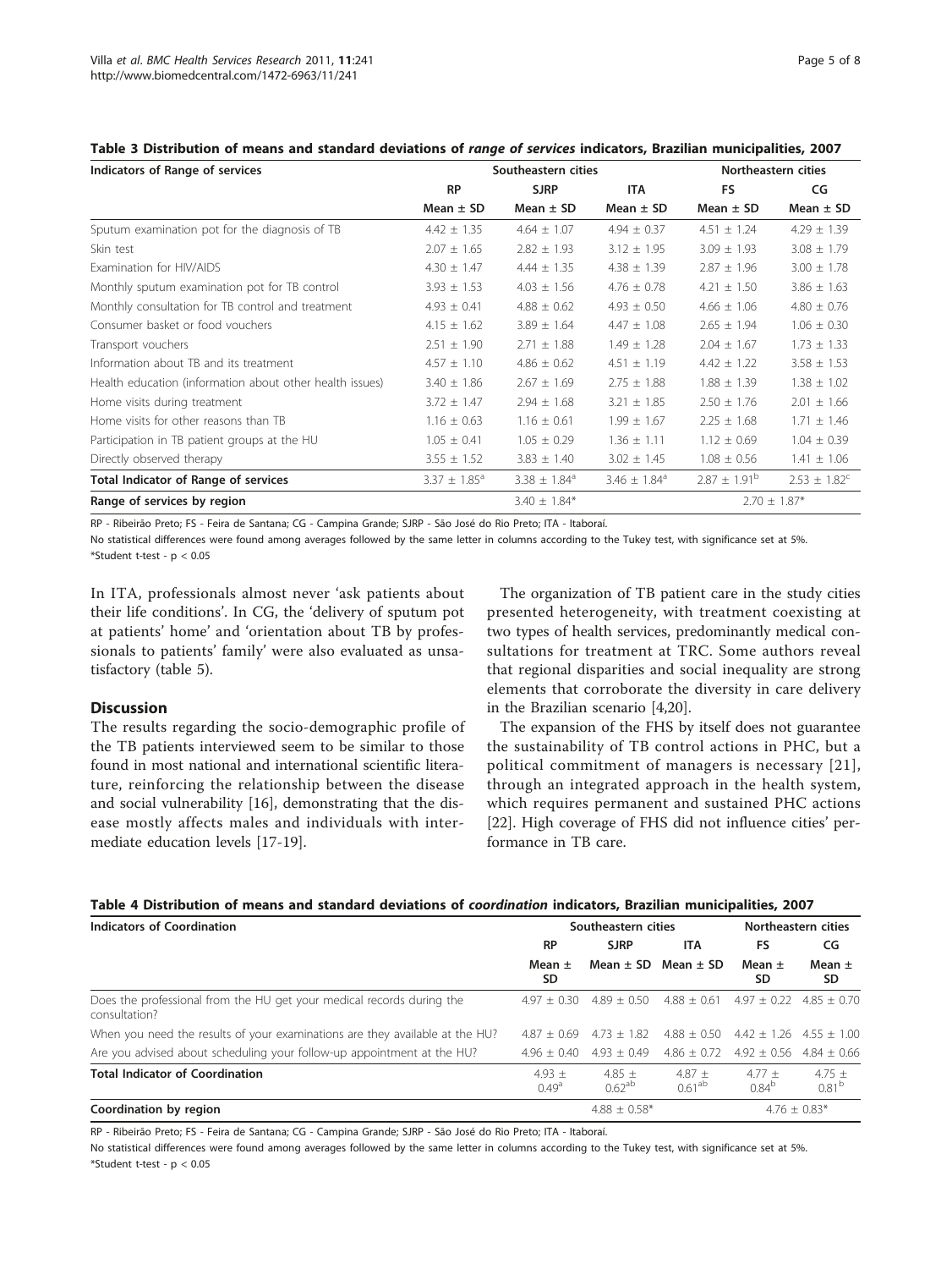**Table 3 Distribution of means and standard deviations of *range of services* indicators, Brazilian municipalities, 2007**

| Indicators of Range of services | Southeastern cities | | | Northeastern cities | |
|---|---|---|---|---|---|
| | RP | SJRP | ITA | FS | CG |
| | Mean ± SD | Mean ± SD | Mean ± SD | Mean ± SD | Mean ± SD |
| Sputum examination pot for the diagnosis of TB | 4.42 ± 1.35 | 4.64 ± 1.07 | 4.94 ± 0.37 | 4.51 ± 1.24 | 4.29 ± 1.39 |
| Skin test | 2.07 ± 1.65 | 2.82 ± 1.93 | 3.12 ± 1.95 | 3.09 ± 1.93 | 3.08 ± 1.79 |
| Examination for HIV/AIDS | 4.30 ± 1.47 | 4.44 ± 1.35 | 4.38 ± 1.39 | 2.87 ± 1.96 | 3.00 ± 1.78 |
| Monthly sputum examination pot for TB control | 3.93 ± 1.53 | 4.03 ± 1.56 | 4.76 ± 0.78 | 4.21 ± 1.50 | 3.86 ± 1.63 |
| Monthly consultation for TB control and treatment | 4.93 ± 0.41 | 4.88 ± 0.62 | 4.93 ± 0.50 | 4.66 ± 1.06 | 4.80 ± 0.76 |
| Consumer basket or food vouchers | 4.15 ± 1.62 | 3.89 ± 1.64 | 4.47 ± 1.08 | 2.65 ± 1.94 | 1.06 ± 0.30 |
| Transport vouchers | 2.51 ± 1.90 | 2.71 ± 1.88 | 1.49 ± 1.28 | 2.04 ± 1.67 | 1.73 ± 1.33 |
| Information about TB and its treatment | 4.57 ± 1.10 | 4.86 ± 0.62 | 4.51 ± 1.19 | 4.42 ± 1.22 | 3.58 ± 1.53 |
| Health education (information about other health issues) | 3.40 ± 1.86 | 2.67 ± 1.69 | 2.75 ± 1.88 | 1.88 ± 1.39 | 1.38 ± 1.02 |
| Home visits during treatment | 3.72 ± 1.47 | 2.94 ± 1.68 | 3.21 ± 1.85 | 2.50 ± 1.76 | 2.01 ± 1.66 |
| Home visits for other reasons than TB | 1.16 ± 0.63 | 1.16 ± 0.61 | 1.99 ± 1.67 | 2.25 ± 1.68 | 1.71 ± 1.46 |
| Participation in TB patient groups at the HU | 1.05 ± 0.41 | 1.05 ± 0.29 | 1.36 ± 1.11 | 1.12 ± 0.69 | 1.04 ± 0.39 |
| Directly observed therapy | 3.55 ± 1.52 | 3.83 ± 1.40 | 3.02 ± 1.45 | 1.08 ± 0.56 | 1.41 ± 1.06 |
| **Total Indicator of Range of services** | 3.37 ± 1.85[a] | 3.38 ± 1.84[a] | 3.46 ± 1.84[a] | 2.87 ± 1.91[b] | 2.53 ± 1.82[c] |
| **Range of services by region** | | 3.40 ± 1.84* | | 2.70 ± 1.87* | |

RP - Ribeirão Preto; FS - Feira de Santana; CG - Campina Grande; SJRP - São José do Rio Preto; ITA - Itaboraí.

No statistical differences were found among averages followed by the same letter in columns according to the Tukey test, with significance set at 5%.

*Student t-test - $p < 0.05$

In ITA, professionals almost never 'ask patients about their life conditions'. In CG, the 'delivery of sputum pot at patients' home' and 'orientation about TB by professionals to patients' family' were also evaluated as unsatisfactory (table 5).

## Discussion

The results regarding the socio-demographic profile of the TB patients interviewed seem to be similar to those found in most national and international scientific literature, reinforcing the relationship between the disease and social vulnerability [16], demonstrating that the disease mostly affects males and individuals with intermediate education levels [17-19].

The organization of TB patient care in the study cities presented heterogeneity, with treatment coexisting at two types of health services, predominantly medical consultations for treatment at TRC. Some authors reveal that regional disparities and social inequality are strong elements that corroborate the diversity in care delivery in the Brazilian scenario [4,20].

The expansion of the FHS by itself does not guarantee the sustainability of TB control actions in PHC, but a political commitment of managers is necessary [21], through an integrated approach in the health system, which requires permanent and sustained PHC actions [22]. High coverage of FHS did not influence cities' performance in TB care.

**Table 4 Distribution of means and standard deviations of *coordination* indicators, Brazilian municipalities, 2007**

| Indicators of Coordination | Southeastern cities | | | Northeastern cities | |
|---|---|---|---|---|---|
| | RP | SJRP | ITA | FS | CG |
| | Mean ± SD | Mean ± SD | Mean ± SD | Mean ± SD | Mean ± SD |
| Does the professional from the HU get your medical records during the consultation? | 4.97 ± 0.30 | 4.89 ± 0.50 | 4.88 ± 0.61 | 4.97 ± 0.22 | 4.85 ± 0.70 |
| When you need the results of your examinations are they available at the HU? | 4.87 ± 0.69 | 4.73 ± 1.82 | 4.88 ± 0.50 | 4.42 ± 1.26 | 4.55 ± 1.00 |
| Are you advised about scheduling your follow-up appointment at the HU? | 4.96 ± 0.40 | 4.93 ± 0.49 | 4.86 ± 0.72 | 4.92 ± 0.56 | 4.84 ± 0.66 |
| **Total Indicator of Coordination** | 4.93 ± 0.49[a] | 4.85 ± 0.62[ab] | 4.87 ± 0.61[ab] | 4.77 ± 0.84[b] | 4.75 ± 0.81[b] |
| **Coordination by region** | | 4.88 ± 0.58* | | 4.76 ± 0.83* | |

RP - Ribeirão Preto; FS - Feira de Santana; CG - Campina Grande; SJRP - São José do Rio Preto; ITA - Itaboraí.

No statistical differences were found among averages followed by the same letter in columns according to the Tukey test, with significance set at 5%.

*Student t-test - $p < 0.05$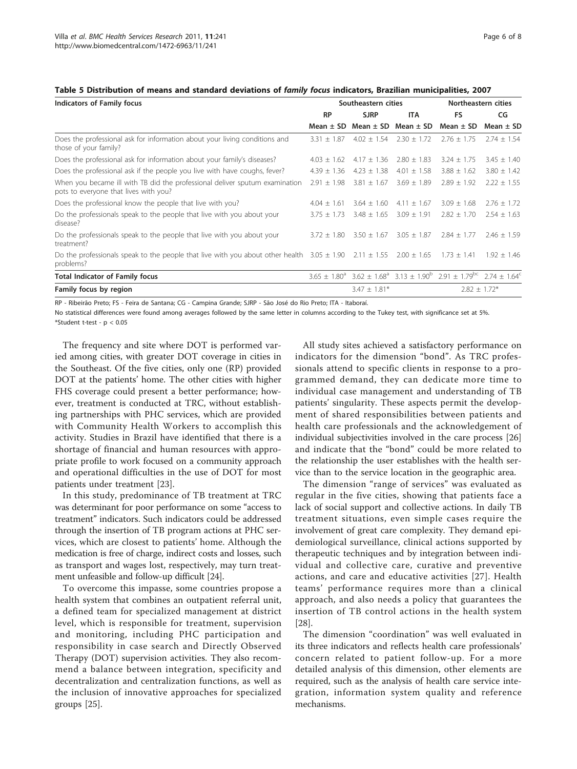**Table 5 Distribution of means and standard deviations of *family focus* indicators, Brazilian municipalities, 2007**

| Indicators of Family focus | Southeastern cities | | | Northeastern cities | |
|---|---|---|---|---|---|
| | RP | SJRP | ITA | FS | CG |
| | Mean ± SD | Mean ± SD | Mean ± SD | Mean ± SD | Mean ± SD |
| Does the professional ask for information about your living conditions and those of your family? | 3.31 ± 1.87 | 4.02 ± 1.54 | 2.30 ± 1.72 | 2.76 ± 1.75 | 2.74 ± 1.54 |
| Does the professional ask for information about your family's diseases? | 4.03 ± 1.62 | 4.17 ± 1.36 | 2.80 ± 1.83 | 3.24 ± 1.75 | 3.45 ± 1.40 |
| Does the professional ask if the people you live with have coughs, fever? | 4.39 ± 1.36 | 4.23 ± 1.38 | 4.01 ± 1.58 | 3.88 ± 1.62 | 3.80 ± 1.42 |
| When you became ill with TB did the professional deliver sputum examination pots to everyone that lives with you? | 2.91 ± 1.98 | 3.81 ± 1.67 | 3.69 ± 1.89 | 2.89 ± 1.92 | 2.22 ± 1.55 |
| Does the professional know the people that live with you? | 4.04 ± 1.61 | 3.64 ± 1.60 | 4.11 ± 1.67 | 3.09 ± 1.68 | 2.76 ± 1.72 |
| Do the professionals speak to the people that live with you about your disease? | 3.75 ± 1.73 | 3.48 ± 1.65 | 3.09 ± 1.91 | 2.82 ± 1.70 | 2.54 ± 1.63 |
| Do the professionals speak to the people that live with you about your treatment? | 3.72 ± 1.80 | 3.50 ± 1.67 | 3.05 ± 1.87 | 2.84 ± 1.77 | 2.46 ± 1.59 |
| Do the professionals speak to the people that live with you about other health problems? | 3.05 ± 1.90 | 2.11 ± 1.55 | 2.00 ± 1.65 | 1.73 ± 1.41 | 1.92 ± 1.46 |
| **Total Indicator of Family focus** | 3.65 ± 1.80[a] | 3.62 ± 1.68[a] | 3.13 ± 1.90[b] | 2.91 ± 1.79[bc] | 2.74 ± 1.64[c] |
| **Family focus by region** | | 3.47 ± 1.81* | | 2.82 ± 1.72* | |

RP - Ribeirão Preto; FS - Feira de Santana; CG - Campina Grande; SJRP - São José do Rio Preto; ITA - Itaboraí.

No statistical differences were found among averages followed by the same letter in columns according to the Tukey test, with significance set at 5%.

*Student t-test - $p < 0.05$

The frequency and site where DOT is performed varied among cities, with greater DOT coverage in cities in the Southeast. Of the five cities, only one (RP) provided DOT at the patients' home. The other cities with higher FHS coverage could present a better performance; however, treatment is conducted at TRC, without establishing partnerships with PHC services, which are provided with Community Health Workers to accomplish this activity. Studies in Brazil have identified that there is a shortage of financial and human resources with appropriate profile to work focused on a community approach and operational difficulties in the use of DOT for most patients under treatment [23].

In this study, predominance of TB treatment at TRC was determinant for poor performance on some "access to treatment" indicators. Such indicators could be addressed through the insertion of TB program actions at PHC services, which are closest to patients' home. Although the medication is free of charge, indirect costs and losses, such as transport and wages lost, respectively, may turn treatment unfeasible and follow-up difficult [24].

To overcome this impasse, some countries propose a health system that combines an outpatient referral unit, a defined team for specialized management at district level, which is responsible for treatment, supervision and monitoring, including PHC participation and responsibility in case search and Directly Observed Therapy (DOT) supervision activities. They also recommend a balance between integration, specificity and decentralization and centralization functions, as well as the inclusion of innovative approaches for specialized groups [25].

All study sites achieved a satisfactory performance on indicators for the dimension "bond". As TRC professionals attend to specific clients in response to a programmed demand, they can dedicate more time to individual case management and understanding of TB patients' singularity. These aspects permit the development of shared responsibilities between patients and health care professionals and the acknowledgement of individual subjectivities involved in the care process [26] and indicate that the "bond" could be more related to the relationship the user establishes with the health service than to the service location in the geographic area.

The dimension "range of services" was evaluated as regular in the five cities, showing that patients face a lack of social support and collective actions. In daily TB treatment situations, even simple cases require the involvement of great care complexity. They demand epidemiological surveillance, clinical actions supported by therapeutic techniques and by integration between individual and collective care, curative and preventive actions, and care and educative activities [27]. Health teams' performance requires more than a clinical approach, and also needs a policy that guarantees the insertion of TB control actions in the health system [28].

The dimension "coordination" was well evaluated in its three indicators and reflects health care professionals' concern related to patient follow-up. For a more detailed analysis of this dimension, other elements are required, such as the analysis of health care service integration, information system quality and reference mechanisms.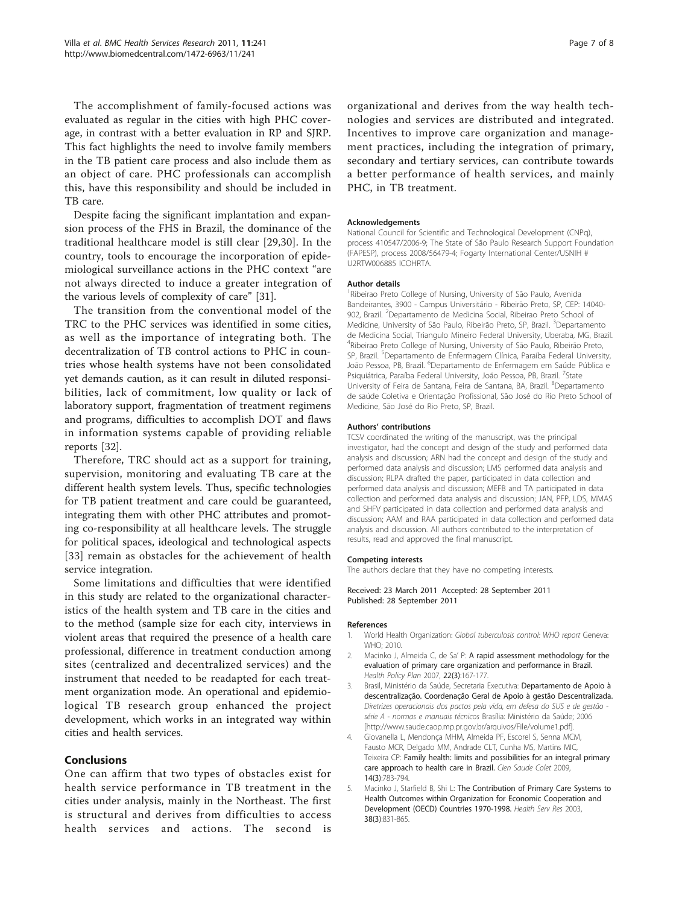The accomplishment of family-focused actions was evaluated as regular in the cities with high PHC coverage, in contrast with a better evaluation in RP and SJRP. This fact highlights the need to involve family members in the TB patient care process and also include them as an object of care. PHC professionals can accomplish this, have this responsibility and should be included in TB care.

Despite facing the significant implantation and expansion process of the FHS in Brazil, the dominance of the traditional healthcare model is still clear [29,30]. In the country, tools to encourage the incorporation of epidemiological surveillance actions in the PHC context "are not always directed to induce a greater integration of the various levels of complexity of care" [31].

The transition from the conventional model of the TRC to the PHC services was identified in some cities, as well as the importance of integrating both. The decentralization of TB control actions to PHC in countries whose health systems have not been consolidated yet demands caution, as it can result in diluted responsibilities, lack of commitment, low quality or lack of laboratory support, fragmentation of treatment regimens and programs, difficulties to accomplish DOT and flaws in information systems capable of providing reliable reports [32].

Therefore, TRC should act as a support for training, supervision, monitoring and evaluating TB care at the different health system levels. Thus, specific technologies for TB patient treatment and care could be guaranteed, integrating them with other PHC attributes and promoting co-responsibility at all healthcare levels. The struggle for political spaces, ideological and technological aspects [33] remain as obstacles for the achievement of health service integration.

Some limitations and difficulties that were identified in this study are related to the organizational characteristics of the health system and TB care in the cities and to the method (sample size for each city, interviews in violent areas that required the presence of a health care professional, difference in treatment conduction among sites (centralized and decentralized services) and the instrument that needed to be readapted for each treatment organization mode. An operational and epidemiological TB research group enhanced the project development, which works in an integrated way within cities and health services.

## Conclusions

One can affirm that two types of obstacles exist for health service performance in TB treatment in the cities under analysis, mainly in the Northeast. The first is structural and derives from difficulties to access health services and actions. The second is organizational and derives from the way health technologies and services are distributed and integrated. Incentives to improve care organization and management practices, including the integration of primary, secondary and tertiary services, can contribute towards a better performance of health services, and mainly PHC, in TB treatment.

#### Acknowledgements

National Council for Scientific and Technological Development (CNPq), process 410547/2006-9; The State of São Paulo Research Support Foundation (FAPESP), process 2008/56479-4; Fogarty International Center/USNIH # U2RTW006885 ICOHRTA.

#### Author details

[1]Ribeirao Preto College of Nursing, University of São Paulo, Avenida Bandeirantes, 3900 - Campus Universitário - Ribeirão Preto, SP, CEP: 14040-902, Brazil. [2]Departamento de Medicina Social, Ribeirao Preto School of Medicine, University of São Paulo, Ribeirão Preto, SP, Brazil. [3]Departamento de Medicina Social, Triangulo Mineiro Federal University, Uberaba, MG, Brazil. [4]Ribeirao Preto College of Nursing, University of São Paulo, Ribeirão Preto, SP, Brazil. [5]Departamento de Enfermagem Clínica, Paraíba Federal University, João Pessoa, PB, Brazil. [6]Departamento de Enfermagem em Saúde Pública e Psiquiátrica, Paraíba Federal University, João Pessoa, PB, Brazil. [7]State University of Feira de Santana, Feira de Santana, BA, Brazil. [8]Departamento de saúde Coletiva e Orientação Profissional, São José do Rio Preto School of Medicine, São José do Rio Preto, SP, Brazil.

#### Authors' contributions

TCSV coordinated the writing of the manuscript, was the principal investigator, had the concept and design of the study and performed data analysis and discussion; ARN had the concept and design of the study and performed data analysis and discussion; LMS performed data analysis and discussion; RLPA drafted the paper, participated in data collection and performed data analysis and discussion; MEFB and TA participated in data collection and performed data analysis and discussion; JAN, PFP, LDS, MMAS and SHFV participated in data collection and performed data analysis and discussion; AAM and RAA participated in data collection and performed data analysis and discussion. All authors contributed to the interpretation of results, read and approved the final manuscript.

#### Competing interests

The authors declare that they have no competing interests.

Received: 23 March 2011 Accepted: 28 September 2011
Published: 28 September 2011

#### References

1. World Health Organization: *Global tuberculosis control: WHO report* Geneva: WHO; 2010.
2. Macinko J, Almeida C, de Sa' P: **A rapid assessment methodology for the evaluation of primary care organization and performance in Brazil.** *Health Policy Plan* 2007, **22(3)**:167-177.
3. Brasil, Ministério da Saúde, Secretaria Executiva: **Departamento de Apoio à descentralização. Coordenação Geral de Apoio à gestão Descentralizada.** *Diretrizes operacionais dos pactos pela vida, em defesa do SUS e de gestão - série A - normas e manuais técnicos* Brasília: Ministério da Saúde; 2006 [http://www.saude.caop.mp.pr.gov.br/arquivos/File/volume1.pdf].
4. Giovanella L, Mendonça MHM, Almeida PF, Escorel S, Senna MCM, Fausto MCR, Delgado MM, Andrade CLT, Cunha MS, Martins MIC, Teixeira CP: **Family health: limits and possibilities for an integral primary care approach to health care in Brazil.** *Cien Saude Colet* 2009, **14(3)**:783-794.
5. Macinko J, Starfield B, Shi L: **The Contribution of Primary Care Systems to Health Outcomes within Organization for Economic Cooperation and Development (OECD) Countries 1970-1998.** *Health Serv Res* 2003, **38(3)**:831-865.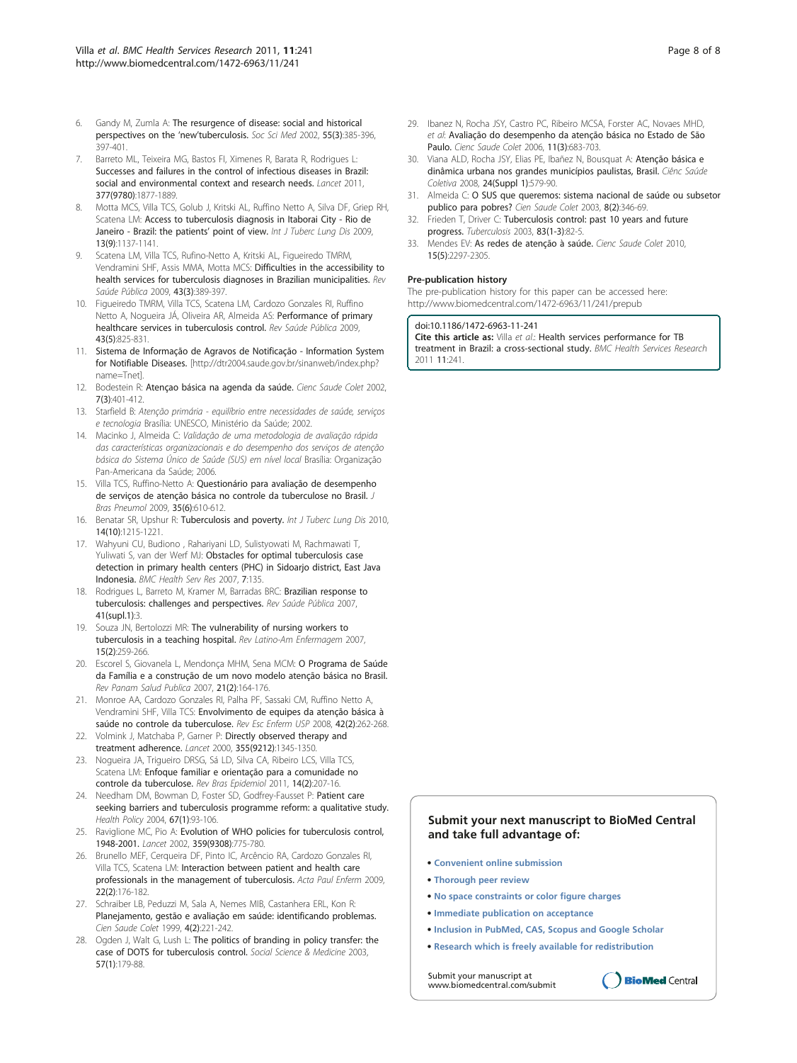6. Gandy M, Zumla A: **The resurgence of disease: social and historical perspectives on the 'new'tuberculosis.** *Soc Sci Med* 2002, **55(3)**:385-396, 397-401.
7. Barreto ML, Teixeira MG, Bastos FI, Ximenes R, Barata R, Rodrigues L: **Successes and failures in the control of infectious diseases in Brazil: social and environmental context and research needs.** *Lancet* 2011, **377(9780)**:1877-1889.
8. Motta MCS, Villa TCS, Golub J, Kritski AL, Ruffino Netto A, Silva DF, Griep RH, Scatena LM: **Access to tuberculosis diagnosis in Itaborai City - Rio de Janeiro - Brazil: the patients' point of view.** *Int J Tuberc Lung Dis* 2009, **13(9)**:1137-1141.
9. Scatena LM, Villa TCS, Rufino-Netto A, Kritski AL, Figueiredo TMRM, Vendramini SHF, Assis MMA, Motta MCS: **Difficulties in the accessibility to health services for tuberculosis diagnoses in Brazilian municipalities.** *Rev Saúde Pública* 2009, **43(3)**:389-397.
10. Figueiredo TMRM, Villa TCS, Scatena LM, Cardozo Gonzales RI, Ruffino Netto A, Nogueira JÁ, Oliveira AR, Almeida AS: **Performance of primary healthcare services in tuberculosis control.** *Rev Saúde Pública* 2009, **43(5)**:825-831.
11. **Sistema de Informação de Agravos de Notificação - Information System for Notifiable Diseases.** [http://dtr2004.saude.gov.br/sinanweb/index.php?name=Tnet].
12. Bodestein R: **Atençao básica na agenda da saúde.** *Cienc Saude Colet* 2002, **7(3)**:401-412.
13. Starfield B: *Atenção primária - equilíbrio entre necessidades de saúde, serviços e tecnologia* Brasília: UNESCO, Ministério da Saúde; 2002.
14. Macinko J, Almeida C: *Validação de uma metodologia de avaliação rápida das características organizacionais e do desempenho dos serviços de atenção básica do Sistema Único de Saúde (SUS) em nível local* Brasília: Organização Pan-Americana da Saúde; 2006.
15. Villa TCS, Ruffino-Netto A: **Questionário para avaliação de desempenho de serviços de atenção básica no controle da tuberculose no Brasil.** *J Bras Pneumol* 2009, **35(6)**:610-612.
16. Benatar SR, Upshur R: **Tuberculosis and poverty.** *Int J Tuberc Lung Dis* 2010, **14(10)**:1215-1221.
17. Wahyuni CU, Budiono , Rahariyani LD, Sulistyowati M, Rachmawati T, Yuliwati S, van der Werf MJ: **Obstacles for optimal tuberculosis case detection in primary health centers (PHC) in Sidoarjo district, East Java Indonesia.** *BMC Health Serv Res* 2007, **7**:135.
18. Rodrigues L, Barreto M, Kramer M, Barradas BRC: **Brazilian response to tuberculosis: challenges and perspectives.** *Rev Saúde Pública* 2007, **41(supl.1)**:3.
19. Souza JN, Bertolozzi MR: **The vulnerability of nursing workers to tuberculosis in a teaching hospital.** *Rev Latino-Am Enfermagem* 2007, **15(2)**:259-266.
20. Escorel S, Giovanela L, Mendonça MHM, Sena MCM: **O Programa de Saúde da Família e a construção de um novo modelo atenção básica no Brasil.** *Rev Panam Salud Publica* 2007, **21(2)**:164-176.
21. Monroe AA, Cardozo Gonzales RI, Palha PF, Sassaki CM, Ruffino Netto A, Vendramini SHF, Villa TCS: **Envolvimento de equipes da atenção básica à saúde no controle da tuberculose.** *Rev Esc Enferm USP* 2008, **42(2)**:262-268.
22. Volmink J, Matchaba P, Garner P: **Directly observed therapy and treatment adherence.** *Lancet* 2000, **355(9212)**:1345-1350.
23. Nogueira JA, Trigueiro DRSG, Sá LD, Silva CA, Ribeiro LCS, Villa TCS, Scatena LM: **Enfoque familiar e orientação para a comunidade no controle da tuberculose.** *Rev Bras Epidemiol* 2011, **14(2)**:207-16.
24. Needham DM, Bowman D, Foster SD, Godfrey-Fausset P: **Patient care seeking barriers and tuberculosis programme reform: a qualitative study.** *Health Policy* 2004, **67(1)**:93-106.
25. Raviglione MC, Pio A: **Evolution of WHO policies for tuberculosis control, 1948-2001.** *Lancet* 2002, **359(9308)**:775-780.
26. Brunello MEF, Cerqueira DF, Pinto IC, Arcêncio RA, Cardozo Gonzales RI, Villa TCS, Scatena LM: **Interaction between patient and health care professionals in the management of tuberculosis.** *Acta Paul Enferm* 2009, **22(2)**:176-182.
27. Schraiber LB, Peduzzi M, Sala A, Nemes MIB, Castanhera ERL, Kon R: **Planejamento, gestão e avaliação em saúde: identificando problemas.** *Cien Saude Colet* 1999, **4(2)**:221-242.
28. Ogden J, Walt G, Lush L: **The politics of branding in policy transfer: the case of DOTS for tuberculosis control.** *Social Science & Medicine* 2003, **57(1)**:179-88.
29. Ibanez N, Rocha JSY, Castro PC, Ribeiro MCSA, Forster AC, Novaes MHD, *et al*: **Avaliação do desempenho da atenção básica no Estado de São Paulo.** *Cienc Saude Colet* 2006, **11(3)**:683-703.
30. Viana ALD, Rocha JSY, Elias PE, Ibañez N, Bousquat A: **Atenção básica e dinâmica urbana nos grandes municípios paulistas, Brasil.** *Ciênc Saúde Coletiva* 2008, **24(Suppl 1)**:579-90.
31. Almeida C: **O SUS que queremos: sistema nacional de saúde ou subsetor publico para pobres?** *Cien Saude Colet* 2003, **8(2)**:346-69.
32. Frieden T, Driver C: **Tuberculosis control: past 10 years and future progress.** *Tuberculosis* 2003, **83(1-3)**:82-5.
33. Mendes EV: **As redes de atenção à saúde.** *Cienc Saude Colet* 2010, **15(5)**:2297-2305.

### Pre-publication history

The pre-publication history for this paper can be accessed here: http://www.biomedcentral.com/1472-6963/11/241/prepub

doi:10.1186/1472-6963-11-241

**Cite this article as:** Villa *et al.*: Health services performance for TB treatment in Brazil: a cross-sectional study. *BMC Health Services Research* 2011 **11**:241.

**Submit your next manuscript to BioMed Central and take full advantage of:**

- **Convenient online submission**
- **Thorough peer review**
- **No space constraints or color figure charges**
- **Immediate publication on acceptance**
- **Inclusion in PubMed, CAS, Scopus and Google Scholar**
- **Research which is freely available for redistribution**

Submit your manuscript at www.biomedcentral.com/submit

BioMed Central